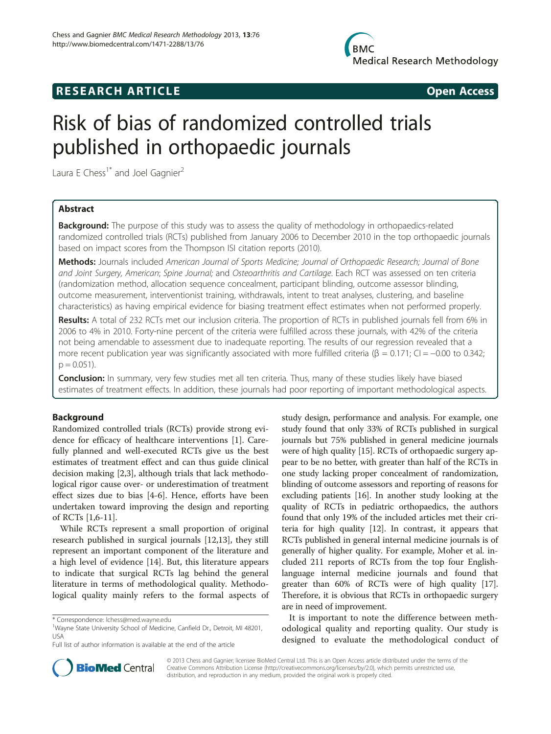RESEARCH ARTICLE Open Access

# Risk of bias of randomized controlled trials published in orthopaedic journals

Laura E Chess[1*] and Joel Gagnier[2]

## Abstract

**Background:** The purpose of this study was to assess the quality of methodology in orthopaedics-related randomized controlled trials (RCTs) published from January 2006 to December 2010 in the top orthopaedic journals based on impact scores from the Thompson ISI citation reports (2010).

**Methods:** Journals included *American Journal of Sports Medicine; Journal of Orthopaedic Research; Journal of Bone and Joint Surgery, American*; *Spine Journal;* and *Osteoarthritis and Cartilage*. Each RCT was assessed on ten criteria (randomization method, allocation sequence concealment, participant blinding, outcome assessor blinding, outcome measurement, interventionist training, withdrawals, intent to treat analyses, clustering, and baseline characteristics) as having empirical evidence for biasing treatment effect estimates when not performed properly.

**Results:** A total of 232 RCTs met our inclusion criteria. The proportion of RCTs in published journals fell from 6% in 2006 to 4% in 2010. Forty-nine percent of the criteria were fulfilled across these journals, with 42% of the criteria not being amendable to assessment due to inadequate reporting. The results of our regression revealed that a more recent publication year was significantly associated with more fulfilled criteria ($\beta = 0.171$; CI = −0.00 to 0.342; $p = 0.051$).

**Conclusion:** In summary, very few studies met all ten criteria. Thus, many of these studies likely have biased estimates of treatment effects. In addition, these journals had poor reporting of important methodological aspects.

## Background

Randomized controlled trials (RCTs) provide strong evidence for efficacy of healthcare interventions [1]. Carefully planned and well-executed RCTs give us the best estimates of treatment effect and can thus guide clinical decision making [2,3], although trials that lack methodological rigor cause over- or underestimation of treatment effect sizes due to bias [4-6]. Hence, efforts have been undertaken toward improving the design and reporting of RCTs [1,6-11].

While RCTs represent a small proportion of original research published in surgical journals [12,13], they still represent an important component of the literature and a high level of evidence [14]. But, this literature appears to indicate that surgical RCTs lag behind the general literature in terms of methodological quality. Methodological quality mainly refers to the formal aspects of study design, performance and analysis. For example, one study found that only 33% of RCTs published in surgical journals but 75% published in general medicine journals were of high quality [15]. RCTs of orthopaedic surgery appear to be no better, with greater than half of the RCTs in one study lacking proper concealment of randomization, blinding of outcome assessors and reporting of reasons for excluding patients [16]. In another study looking at the quality of RCTs in pediatric orthopaedics, the authors found that only 19% of the included articles met their criteria for high quality [12]. In contrast, it appears that RCTs published in general internal medicine journals is of generally of higher quality. For example, Moher et al. included 211 reports of RCTs from the top four English-language internal medicine journals and found that greater than 60% of RCTs were of high quality [17]. Therefore, it is obvious that RCTs in orthopaedic surgery are in need of improvement.

It is important to note the difference between methodological quality and reporting quality. Our study is designed to evaluate the methodological conduct of

\* Correspondence: lchess@med.wayne.edu
[1]Wayne State University School of Medicine, Canfield Dr., Detroit, MI 48201, USA
Full list of author information is available at the end of the article

© 2013 Chess and Gagnier; licensee BioMed Central Ltd. This is an Open Access article distributed under the terms of the Creative Commons Attribution License (http://creativecommons.org/licenses/by/2.0), which permits unrestricted use, distribution, and reproduction in any medium, provided the original work is properly cited.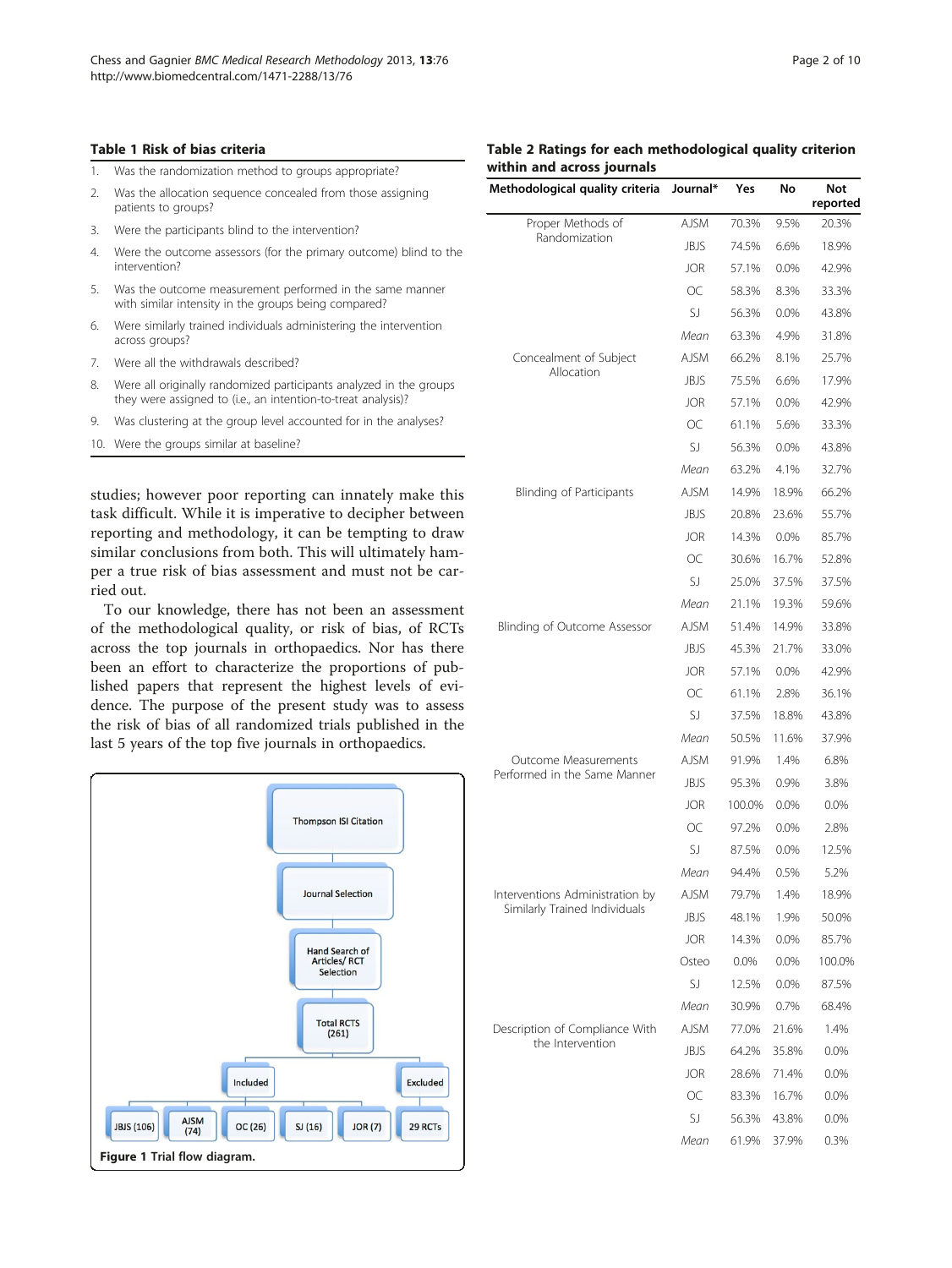**Table 1 Risk of bias criteria**

1. Was the randomization method to groups appropriate?
2. Was the allocation sequence concealed from those assigning patients to groups?
3. Were the participants blind to the intervention?
4. Were the outcome assessors (for the primary outcome) blind to the intervention?
5. Was the outcome measurement performed in the same manner with similar intensity in the groups being compared?
6. Were similarly trained individuals administering the intervention across groups?
7. Were all the withdrawals described?
8. Were all originally randomized participants analyzed in the groups they were assigned to (i.e., an intention-to-treat analysis)?
9. Was clustering at the group level accounted for in the analyses?
10. Were the groups similar at baseline?

studies; however poor reporting can innately make this task difficult. While it is imperative to decipher between reporting and methodology, it can be tempting to draw similar conclusions from both. This will ultimately hamper a true risk of bias assessment and must not be carried out.

To our knowledge, there has not been an assessment of the methodological quality, or risk of bias, of RCTs across the top journals in orthopaedics. Nor has there been an effort to characterize the proportions of published papers that represent the highest levels of evidence. The purpose of the present study was to assess the risk of bias of all randomized trials published in the last 5 years of the top five journals in orthopaedics.

Thompson ISI Citation → Journal Selection → Hand Search of Articles/ RCT Selection → Total RCTS (261) → Included: JBJS (106), AJSM (74), OC (26), SJ (16), JOR (7); Excluded: 29 RCTs

**Figure 1** Trial flow diagram.

**Table 2 Ratings for each methodological quality criterion within and across journals**

| Methodological quality criteria | Journal* | Yes | No | Not reported |
|---|---|---|---|---|
| Proper Methods of Randomization | AJSM | 70.3% | 9.5% | 20.3% |
| | JBJS | 74.5% | 6.6% | 18.9% |
| | JOR | 57.1% | 0.0% | 42.9% |
| | OC | 58.3% | 8.3% | 33.3% |
| | SJ | 56.3% | 0.0% | 43.8% |
| | *Mean* | 63.3% | 4.9% | 31.8% |
| Concealment of Subject Allocation | AJSM | 66.2% | 8.1% | 25.7% |
| | JBJS | 75.5% | 6.6% | 17.9% |
| | JOR | 57.1% | 0.0% | 42.9% |
| | OC | 61.1% | 5.6% | 33.3% |
| | SJ | 56.3% | 0.0% | 43.8% |
| | *Mean* | 63.2% | 4.1% | 32.7% |
| Blinding of Participants | AJSM | 14.9% | 18.9% | 66.2% |
| | JBJS | 20.8% | 23.6% | 55.7% |
| | JOR | 14.3% | 0.0% | 85.7% |
| | OC | 30.6% | 16.7% | 52.8% |
| | SJ | 25.0% | 37.5% | 37.5% |
| | *Mean* | 21.1% | 19.3% | 59.6% |
| Blinding of Outcome Assessor | AJSM | 51.4% | 14.9% | 33.8% |
| | JBJS | 45.3% | 21.7% | 33.0% |
| | JOR | 57.1% | 0.0% | 42.9% |
| | OC | 61.1% | 2.8% | 36.1% |
| | SJ | 37.5% | 18.8% | 43.8% |
| | *Mean* | 50.5% | 11.6% | 37.9% |
| Outcome Measurements Performed in the Same Manner | AJSM | 91.9% | 1.4% | 6.8% |
| | JBJS | 95.3% | 0.9% | 3.8% |
| | JOR | 100.0% | 0.0% | 0.0% |
| | OC | 97.2% | 0.0% | 2.8% |
| | SJ | 87.5% | 0.0% | 12.5% |
| | *Mean* | 94.4% | 0.5% | 5.2% |
| Interventions Administration by Similarly Trained Individuals | AJSM | 79.7% | 1.4% | 18.9% |
| | JBJS | 48.1% | 1.9% | 50.0% |
| | JOR | 14.3% | 0.0% | 85.7% |
| | Osteo | 0.0% | 0.0% | 100.0% |
| | SJ | 12.5% | 0.0% | 87.5% |
| | *Mean* | 30.9% | 0.7% | 68.4% |
| Description of Compliance With the Intervention | AJSM | 77.0% | 21.6% | 1.4% |
| | JBJS | 64.2% | 35.8% | 0.0% |
| | JOR | 28.6% | 71.4% | 0.0% |
| | OC | 83.3% | 16.7% | 0.0% |
| | SJ | 56.3% | 43.8% | 0.0% |
| | *Mean* | 61.9% | 37.9% | 0.3% |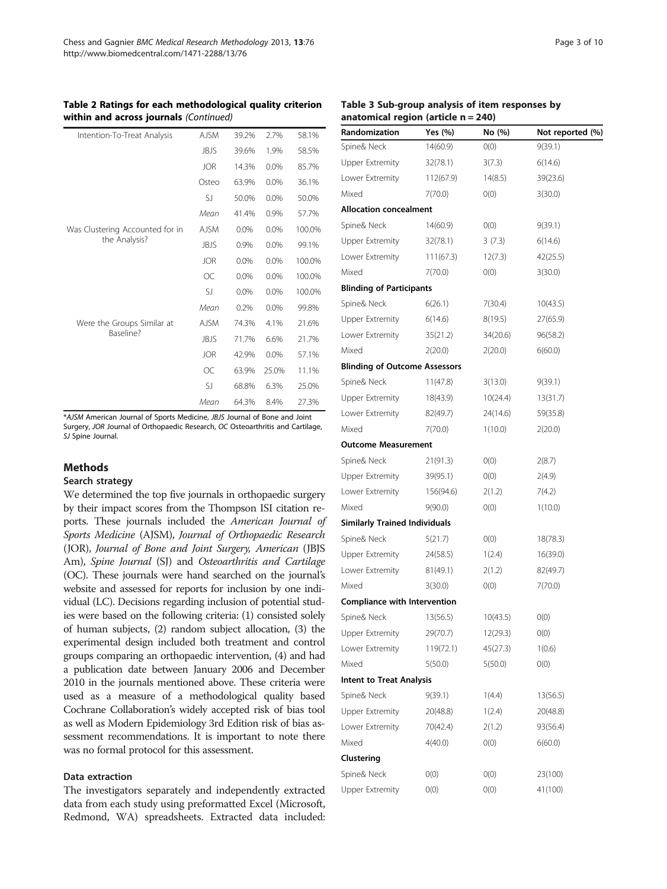**Table 2 Ratings for each methodological quality criterion within and across journals** *(Continued)*

| | | | | |
|---|---|---|---|---|
| Intention-To-Treat Analysis | AJSM | 39.2% | 2.7% | 58.1% |
| | JBJS | 39.6% | 1.9% | 58.5% |
| | JOR | 14.3% | 0.0% | 85.7% |
| | Osteo | 63.9% | 0.0% | 36.1% |
| | SJ | 50.0% | 0.0% | 50.0% |
| | *Mean* | 41.4% | 0.9% | 57.7% |
| Was Clustering Accounted for in the Analysis? | AJSM | 0.0% | 0.0% | 100.0% |
| | JBJS | 0.9% | 0.0% | 99.1% |
| | JOR | 0.0% | 0.0% | 100.0% |
| | OC | 0.0% | 0.0% | 100.0% |
| | SJ | 0.0% | 0.0% | 100.0% |
| | *Mean* | 0.2% | 0.0% | 99.8% |
| Were the Groups Similar at Baseline? | AJSM | 74.3% | 4.1% | 21.6% |
| | JBJS | 71.7% | 6.6% | 21.7% |
| | JOR | 42.9% | 0.0% | 57.1% |
| | OC | 63.9% | 25.0% | 11.1% |
| | SJ | 68.8% | 6.3% | 25.0% |
| | *Mean* | 64.3% | 8.4% | 27.3% |

*\*AJSM* American Journal of Sports Medicine, *JBJS* Journal of Bone and Joint Surgery, *JOR* Journal of Orthopaedic Research, *OC* Osteoarthritis and Cartilage, *SJ* Spine Journal.

## Methods

### Search strategy

We determined the top five journals in orthopaedic surgery by their impact scores from the Thompson ISI citation reports. These journals included the *American Journal of Sports Medicine* (AJSM), *Journal of Orthopaedic Research* (JOR), *Journal of Bone and Joint Surgery, American* (JBJS Am), *Spine Journal* (SJ) and *Osteoarthritis and Cartilage* (OC). These journals were hand searched on the journal's website and assessed for reports for inclusion by one individual (LC). Decisions regarding inclusion of potential studies were based on the following criteria: (1) consisted solely of human subjects, (2) random subject allocation, (3) the experimental design included both treatment and control groups comparing an orthopaedic intervention, (4) and had a publication date between January 2006 and December 2010 in the journals mentioned above. These criteria were used as a measure of a methodological quality based Cochrane Collaboration's widely accepted risk of bias tool as well as Modern Epidemiology 3rd Edition risk of bias assessment recommendations. It is important to note there was no formal protocol for this assessment.

### Data extraction

The investigators separately and independently extracted data from each study using preformatted Excel (Microsoft, Redmond, WA) spreadsheets. Extracted data included:

**Table 3 Sub-group analysis of item responses by anatomical region (article n = 240)**

| Randomization | Yes (%) | No (%) | Not reported (%) |
|---|---|---|---|
| Spine& Neck | 14(60.9) | 0(0) | 9(39.1) |
| Upper Extremity | 32(78.1) | 3(7.3) | 6(14.6) |
| Lower Extremity | 112(67.9) | 14(8.5) | 39(23.6) |
| Mixed | 7(70.0) | 0(0) | 3(30.0) |
| **Allocation concealment** | | | |
| Spine& Neck | 14(60.9) | 0(0) | 9(39.1) |
| Upper Extremity | 32(78.1) | 3 (7.3) | 6(14.6) |
| Lower Extremity | 111(67.3) | 12(7.3) | 42(25.5) |
| Mixed | 7(70.0) | 0(0) | 3(30.0) |
| **Blinding of Participants** | | | |
| Spine& Neck | 6(26.1) | 7(30.4) | 10(43.5) |
| Upper Extremity | 6(14.6) | 8(19.5) | 27(65.9) |
| Lower Extremity | 35(21.2) | 34(20.6) | 96(58.2) |
| Mixed | 2(20.0) | 2(20.0) | 6(60.0) |
| **Blinding of Outcome Assessors** | | | |
| Spine& Neck | 11(47.8) | 3(13.0) | 9(39.1) |
| Upper Extremity | 18(43.9) | 10(24.4) | 13(31.7) |
| Lower Extremity | 82(49.7) | 24(14.6) | 59(35.8) |
| Mixed | 7(70.0) | 1(10.0) | 2(20.0) |
| **Outcome Measurement** | | | |
| Spine& Neck | 21(91.3) | 0(0) | 2(8.7) |
| Upper Extremity | 39(95.1) | 0(0) | 2(4.9) |
| Lower Extremity | 156(94.6) | 2(1.2) | 7(4.2) |
| Mixed | 9(90.0) | 0(0) | 1(10.0) |
| **Similarly Trained Individuals** | | | |
| Spine& Neck | 5(21.7) | 0(0) | 18(78.3) |
| Upper Extremity | 24(58.5) | 1(2.4) | 16(39.0) |
| Lower Extremity | 81(49.1) | 2(1.2) | 82(49.7) |
| Mixed | 3(30.0) | 0(0) | 7(70.0) |
| **Compliance with Intervention** | | | |
| Spine& Neck | 13(56.5) | 10(43.5) | 0(0) |
| Upper Extremity | 29(70.7) | 12(29.3) | 0(0) |
| Lower Extremity | 119(72.1) | 45(27.3) | 1(0.6) |
| Mixed | 5(50.0) | 5(50.0) | 0(0) |
| **Intent to Treat Analysis** | | | |
| Spine& Neck | 9(39.1) | 1(4.4) | 13(56.5) |
| Upper Extremity | 20(48.8) | 1(2.4) | 20(48.8) |
| Lower Extremity | 70(42.4) | 2(1.2) | 93(56.4) |
| Mixed | 4(40.0) | 0(0) | 6(60.0) |
| **Clustering** | | | |
| Spine& Neck | 0(0) | 0(0) | 23(100) |
| Upper Extremity | 0(0) | 0(0) | 41(100) |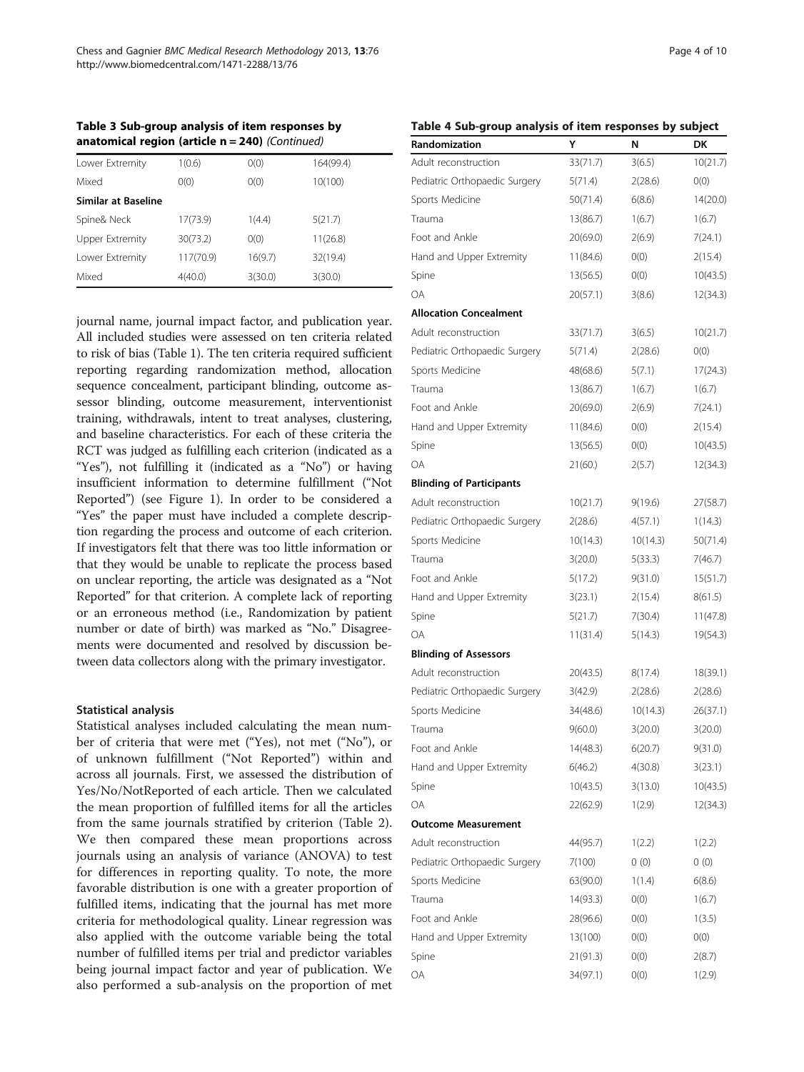**Table 3 Sub-group analysis of item responses by anatomical region (article n = 240)** *(Continued)*

| | | | |
|---|---|---|---|
| Lower Extremity | 1(0.6) | 0(0) | 164(99.4) |
| Mixed | 0(0) | 0(0) | 10(100) |
| **Similar at Baseline** | | | |
| Spine& Neck | 17(73.9) | 1(4.4) | 5(21.7) |
| Upper Extremity | 30(73.2) | 0(0) | 11(26.8) |
| Lower Extremity | 117(70.9) | 16(9.7) | 32(19.4) |
| Mixed | 4(40.0) | 3(30.0) | 3(30.0) |

journal name, journal impact factor, and publication year. All included studies were assessed on ten criteria related to risk of bias (Table 1). The ten criteria required sufficient reporting regarding randomization method, allocation sequence concealment, participant blinding, outcome assessor blinding, outcome measurement, interventionist training, withdrawals, intent to treat analyses, clustering, and baseline characteristics. For each of these criteria the RCT was judged as fulfilling each criterion (indicated as a "Yes"), not fulfilling it (indicated as a "No") or having insufficient information to determine fulfillment ("Not Reported") (see Figure 1). In order to be considered a "Yes" the paper must have included a complete description regarding the process and outcome of each criterion. If investigators felt that there was too little information or that they would be unable to replicate the process based on unclear reporting, the article was designated as a "Not Reported" for that criterion. A complete lack of reporting or an erroneous method (i.e., Randomization by patient number or date of birth) was marked as "No." Disagreements were documented and resolved by discussion between data collectors along with the primary investigator.

### Statistical analysis

Statistical analyses included calculating the mean number of criteria that were met ("Yes"), not met ("No"), or of unknown fulfillment ("Not Reported") within and across all journals. First, we assessed the distribution of Yes/No/NotReported of each article. Then we calculated the mean proportion of fulfilled items for all the articles from the same journals stratified by criterion (Table 2). We then compared these mean proportions across journals using an analysis of variance (ANOVA) to test for differences in reporting quality. To note, the more favorable distribution is one with a greater proportion of fulfilled items, indicating that the journal has met more criteria for methodological quality. Linear regression was also applied with the outcome variable being the total number of fulfilled items per trial and predictor variables being journal impact factor and year of publication. We also performed a sub-analysis on the proportion of met

**Table 4 Sub-group analysis of item responses by subject**

| Randomization | Y | N | DK |
|---|---|---|---|
| Adult reconstruction | 33(71.7) | 3(6.5) | 10(21.7) |
| Pediatric Orthopaedic Surgery | 5(71.4) | 2(28.6) | 0(0) |
| Sports Medicine | 50(71.4) | 6(8.6) | 14(20.0) |
| Trauma | 13(86.7) | 1(6.7) | 1(6.7) |
| Foot and Ankle | 20(69.0) | 2(6.9) | 7(24.1) |
| Hand and Upper Extremity | 11(84.6) | 0(0) | 2(15.4) |
| Spine | 13(56.5) | 0(0) | 10(43.5) |
| OA | 20(57.1) | 3(8.6) | 12(34.3) |
| **Allocation Concealment** | | | |
| Adult reconstruction | 33(71.7) | 3(6.5) | 10(21.7) |
| Pediatric Orthopaedic Surgery | 5(71.4) | 2(28.6) | 0(0) |
| Sports Medicine | 48(68.6) | 5(7.1) | 17(24.3) |
| Trauma | 13(86.7) | 1(6.7) | 1(6.7) |
| Foot and Ankle | 20(69.0) | 2(6.9) | 7(24.1) |
| Hand and Upper Extremity | 11(84.6) | 0(0) | 2(15.4) |
| Spine | 13(56.5) | 0(0) | 10(43.5) |
| OA | 21(60.) | 2(5.7) | 12(34.3) |
| **Blinding of Participants** | | | |
| Adult reconstruction | 10(21.7) | 9(19.6) | 27(58.7) |
| Pediatric Orthopaedic Surgery | 2(28.6) | 4(57.1) | 1(14.3) |
| Sports Medicine | 10(14.3) | 10(14.3) | 50(71.4) |
| Trauma | 3(20.0) | 5(33.3) | 7(46.7) |
| Foot and Ankle | 5(17.2) | 9(31.0) | 15(51.7) |
| Hand and Upper Extremity | 3(23.1) | 2(15.4) | 8(61.5) |
| Spine | 5(21.7) | 7(30.4) | 11(47.8) |
| OA | 11(31.4) | 5(14.3) | 19(54.3) |
| **Blinding of Assessors** | | | |
| Adult reconstruction | 20(43.5) | 8(17.4) | 18(39.1) |
| Pediatric Orthopaedic Surgery | 3(42.9) | 2(28.6) | 2(28.6) |
| Sports Medicine | 34(48.6) | 10(14.3) | 26(37.1) |
| Trauma | 9(60.0) | 3(20.0) | 3(20.0) |
| Foot and Ankle | 14(48.3) | 6(20.7) | 9(31.0) |
| Hand and Upper Extremity | 6(46.2) | 4(30.8) | 3(23.1) |
| Spine | 10(43.5) | 3(13.0) | 10(43.5) |
| OA | 22(62.9) | 1(2.9) | 12(34.3) |
| **Outcome Measurement** | | | |
| Adult reconstruction | 44(95.7) | 1(2.2) | 1(2.2) |
| Pediatric Orthopaedic Surgery | 7(100) | 0 (0) | 0 (0) |
| Sports Medicine | 63(90.0) | 1(1.4) | 6(8.6) |
| Trauma | 14(93.3) | 0(0) | 1(6.7) |
| Foot and Ankle | 28(96.6) | 0(0) | 1(3.5) |
| Hand and Upper Extremity | 13(100) | 0(0) | 0(0) |
| Spine | 21(91.3) | 0(0) | 2(8.7) |
| OA | 34(97.1) | 0(0) | 1(2.9) |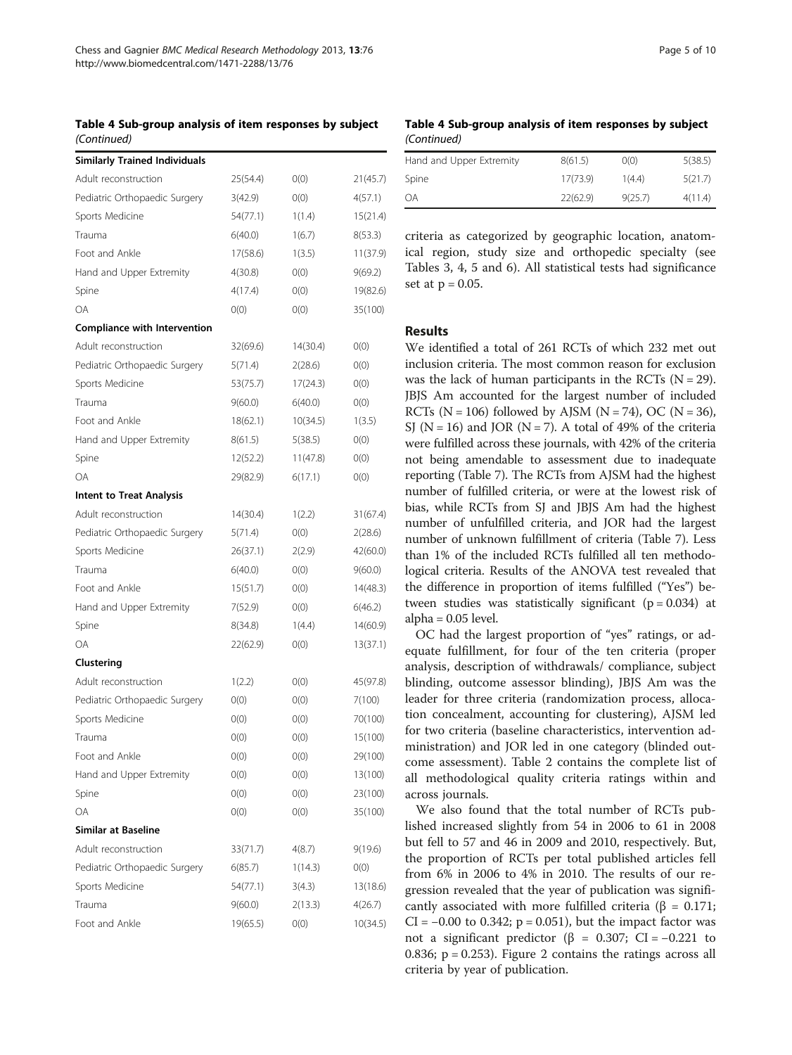**Table 4 Sub-group analysis of item responses by subject** *(Continued)*

| | | | |
|---|---|---|---|
| **Similarly Trained Individuals** | | | |
| Adult reconstruction | 25(54.4) | 0(0) | 21(45.7) |
| Pediatric Orthopaedic Surgery | 3(42.9) | 0(0) | 4(57.1) |
| Sports Medicine | 54(77.1) | 1(1.4) | 15(21.4) |
| Trauma | 6(40.0) | 1(6.7) | 8(53.3) |
| Foot and Ankle | 17(58.6) | 1(3.5) | 11(37.9) |
| Hand and Upper Extremity | 4(30.8) | 0(0) | 9(69.2) |
| Spine | 4(17.4) | 0(0) | 19(82.6) |
| OA | 0(0) | 0(0) | 35(100) |
| **Compliance with Intervention** | | | |
| Adult reconstruction | 32(69.6) | 14(30.4) | 0(0) |
| Pediatric Orthopaedic Surgery | 5(71.4) | 2(28.6) | 0(0) |
| Sports Medicine | 53(75.7) | 17(24.3) | 0(0) |
| Trauma | 9(60.0) | 6(40.0) | 0(0) |
| Foot and Ankle | 18(62.1) | 10(34.5) | 1(3.5) |
| Hand and Upper Extremity | 8(61.5) | 5(38.5) | 0(0) |
| Spine | 12(52.2) | 11(47.8) | 0(0) |
| OA | 29(82.9) | 6(17.1) | 0(0) |
| **Intent to Treat Analysis** | | | |
| Adult reconstruction | 14(30.4) | 1(2.2) | 31(67.4) |
| Pediatric Orthopaedic Surgery | 5(71.4) | 0(0) | 2(28.6) |
| Sports Medicine | 26(37.1) | 2(2.9) | 42(60.0) |
| Trauma | 6(40.0) | 0(0) | 9(60.0) |
| Foot and Ankle | 15(51.7) | 0(0) | 14(48.3) |
| Hand and Upper Extremity | 7(52.9) | 0(0) | 6(46.2) |
| Spine | 8(34.8) | 1(4.4) | 14(60.9) |
| OA | 22(62.9) | 0(0) | 13(37.1) |
| **Clustering** | | | |
| Adult reconstruction | 1(2.2) | 0(0) | 45(97.8) |
| Pediatric Orthopaedic Surgery | 0(0) | 0(0) | 7(100) |
| Sports Medicine | 0(0) | 0(0) | 70(100) |
| Trauma | 0(0) | 0(0) | 15(100) |
| Foot and Ankle | 0(0) | 0(0) | 29(100) |
| Hand and Upper Extremity | 0(0) | 0(0) | 13(100) |
| Spine | 0(0) | 0(0) | 23(100) |
| OA | 0(0) | 0(0) | 35(100) |
| **Similar at Baseline** | | | |
| Adult reconstruction | 33(71.7) | 4(8.7) | 9(19.6) |
| Pediatric Orthopaedic Surgery | 6(85.7) | 1(14.3) | 0(0) |
| Sports Medicine | 54(77.1) | 3(4.3) | 13(18.6) |
| Trauma | 9(60.0) | 2(13.3) | 4(26.7) |
| Foot and Ankle | 19(65.5) | 0(0) | 10(34.5) |
| Hand and Upper Extremity | 8(61.5) | 0(0) | 5(38.5) |
| Spine | 17(73.9) | 1(4.4) | 5(21.7) |
| OA | 22(62.9) | 9(25.7) | 4(11.4) |

criteria as categorized by geographic location, anatomical region, study size and orthopedic specialty (see Tables 3, 4, 5 and 6). All statistical tests had significance set at $p = 0.05$.

## Results

We identified a total of 261 RCTs of which 232 met out inclusion criteria. The most common reason for exclusion was the lack of human participants in the RCTs ($N = 29$). JBJS Am accounted for the largest number of included RCTs ($N = 106$) followed by AJSM ($N = 74$), OC ($N = 36$), SJ ($N = 16$) and JOR ($N = 7$). A total of 49% of the criteria were fulfilled across these journals, with 42% of the criteria not being amendable to assessment due to inadequate reporting (Table 7). The RCTs from AJSM had the highest number of fulfilled criteria, or were at the lowest risk of bias, while RCTs from SJ and JBJS Am had the highest number of unfulfilled criteria, and JOR had the largest number of unknown fulfillment of criteria (Table 7). Less than 1% of the included RCTs fulfilled all ten methodological criteria. Results of the ANOVA test revealed that the difference in proportion of items fulfilled ("Yes") between studies was statistically significant ($p = 0.034$) at alpha = 0.05 level.

OC had the largest proportion of "yes" ratings, or adequate fulfillment, for four of the ten criteria (proper analysis, description of withdrawals/ compliance, subject blinding, outcome assessor blinding), JBJS Am was the leader for three criteria (randomization process, allocation concealment, accounting for clustering), AJSM led for two criteria (baseline characteristics, intervention administration) and JOR led in one category (blinded outcome assessment). Table 2 contains the complete list of all methodological quality criteria ratings within and across journals.

We also found that the total number of RCTs published increased slightly from 54 in 2006 to 61 in 2008 but fell to 57 and 46 in 2009 and 2010, respectively. But, the proportion of RCTs per total published articles fell from 6% in 2006 to 4% in 2010. The results of our regression revealed that the year of publication was significantly associated with more fulfilled criteria ($\beta = 0.171$; CI = −0.00 to 0.342; $p = 0.051$), but the impact factor was not a significant predictor ($\beta = 0.307$; CI = −0.221 to 0.836; $p = 0.253$). Figure 2 contains the ratings across all criteria by year of publication.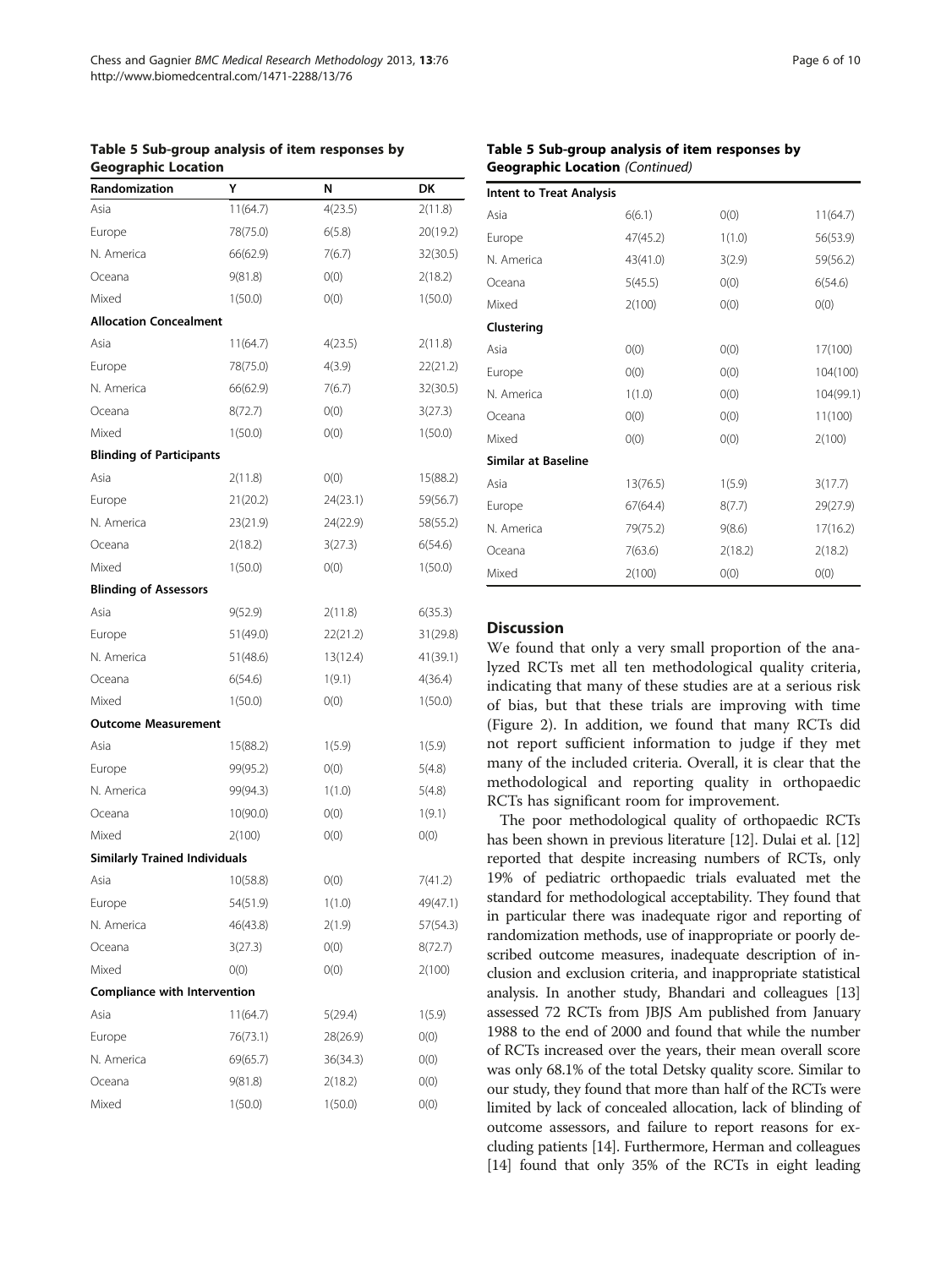**Table 5 Sub-group analysis of item responses by Geographic Location**

| Randomization | Y | N | DK |
|---|---|---|---|
| Asia | 11(64.7) | 4(23.5) | 2(11.8) |
| Europe | 78(75.0) | 6(5.8) | 20(19.2) |
| N. America | 66(62.9) | 7(6.7) | 32(30.5) |
| Oceana | 9(81.8) | 0(0) | 2(18.2) |
| Mixed | 1(50.0) | 0(0) | 1(50.0) |
| **Allocation Concealment** | | | |
| Asia | 11(64.7) | 4(23.5) | 2(11.8) |
| Europe | 78(75.0) | 4(3.9) | 22(21.2) |
| N. America | 66(62.9) | 7(6.7) | 32(30.5) |
| Oceana | 8(72.7) | 0(0) | 3(27.3) |
| Mixed | 1(50.0) | 0(0) | 1(50.0) |
| **Blinding of Participants** | | | |
| Asia | 2(11.8) | 0(0) | 15(88.2) |
| Europe | 21(20.2) | 24(23.1) | 59(56.7) |
| N. America | 23(21.9) | 24(22.9) | 58(55.2) |
| Oceana | 2(18.2) | 3(27.3) | 6(54.6) |
| Mixed | 1(50.0) | 0(0) | 1(50.0) |
| **Blinding of Assessors** | | | |
| Asia | 9(52.9) | 2(11.8) | 6(35.3) |
| Europe | 51(49.0) | 22(21.2) | 31(29.8) |
| N. America | 51(48.6) | 13(12.4) | 41(39.1) |
| Oceana | 6(54.6) | 1(9.1) | 4(36.4) |
| Mixed | 1(50.0) | 0(0) | 1(50.0) |
| **Outcome Measurement** | | | |
| Asia | 15(88.2) | 1(5.9) | 1(5.9) |
| Europe | 99(95.2) | 0(0) | 5(4.8) |
| N. America | 99(94.3) | 1(1.0) | 5(4.8) |
| Oceana | 10(90.0) | 0(0) | 1(9.1) |
| Mixed | 2(100) | 0(0) | 0(0) |
| **Similarly Trained Individuals** | | | |
| Asia | 10(58.8) | 0(0) | 7(41.2) |
| Europe | 54(51.9) | 1(1.0) | 49(47.1) |
| N. America | 46(43.8) | 2(1.9) | 57(54.3) |
| Oceana | 3(27.3) | 0(0) | 8(72.7) |
| Mixed | 0(0) | 0(0) | 2(100) |
| **Compliance with Intervention** | | | |
| Asia | 11(64.7) | 5(29.4) | 1(5.9) |
| Europe | 76(73.1) | 28(26.9) | 0(0) |
| N. America | 69(65.7) | 36(34.3) | 0(0) |
| Oceana | 9(81.8) | 2(18.2) | 0(0) |
| Mixed | 1(50.0) | 1(50.0) | 0(0) |
| **Intent to Treat Analysis** | | | |
| Asia | 6(6.1) | 0(0) | 11(64.7) |
| Europe | 47(45.2) | 1(1.0) | 56(53.9) |
| N. America | 43(41.0) | 3(2.9) | 59(56.2) |
| Oceana | 5(45.5) | 0(0) | 6(54.6) |
| Mixed | 2(100) | 0(0) | 0(0) |
| **Clustering** | | | |
| Asia | 0(0) | 0(0) | 17(100) |
| Europe | 0(0) | 0(0) | 104(100) |
| N. America | 1(1.0) | 0(0) | 104(99.1) |
| Oceana | 0(0) | 0(0) | 11(100) |
| Mixed | 0(0) | 0(0) | 2(100) |
| **Similar at Baseline** | | | |
| Asia | 13(76.5) | 1(5.9) | 3(17.7) |
| Europe | 67(64.4) | 8(7.7) | 29(27.9) |
| N. America | 79(75.2) | 9(8.6) | 17(16.2) |
| Oceana | 7(63.6) | 2(18.2) | 2(18.2) |
| Mixed | 2(100) | 0(0) | 0(0) |

## Discussion

We found that only a very small proportion of the analyzed RCTs met all ten methodological quality criteria, indicating that many of these studies are at a serious risk of bias, but that these trials are improving with time (Figure 2). In addition, we found that many RCTs did not report sufficient information to judge if they met many of the included criteria. Overall, it is clear that the methodological and reporting quality in orthopaedic RCTs has significant room for improvement.

The poor methodological quality of orthopaedic RCTs has been shown in previous literature [12]. Dulai et al. [12] reported that despite increasing numbers of RCTs, only 19% of pediatric orthopaedic trials evaluated met the standard for methodological acceptability. They found that in particular there was inadequate rigor and reporting of randomization methods, use of inappropriate or poorly described outcome measures, inadequate description of inclusion and exclusion criteria, and inappropriate statistical analysis. In another study, Bhandari and colleagues [13] assessed 72 RCTs from JBJS Am published from January 1988 to the end of 2000 and found that while the number of RCTs increased over the years, their mean overall score was only 68.1% of the total Detsky quality score. Similar to our study, they found that more than half of the RCTs were limited by lack of concealed allocation, lack of blinding of outcome assessors, and failure to report reasons for excluding patients [14]. Furthermore, Herman and colleagues [14] found that only 35% of the RCTs in eight leading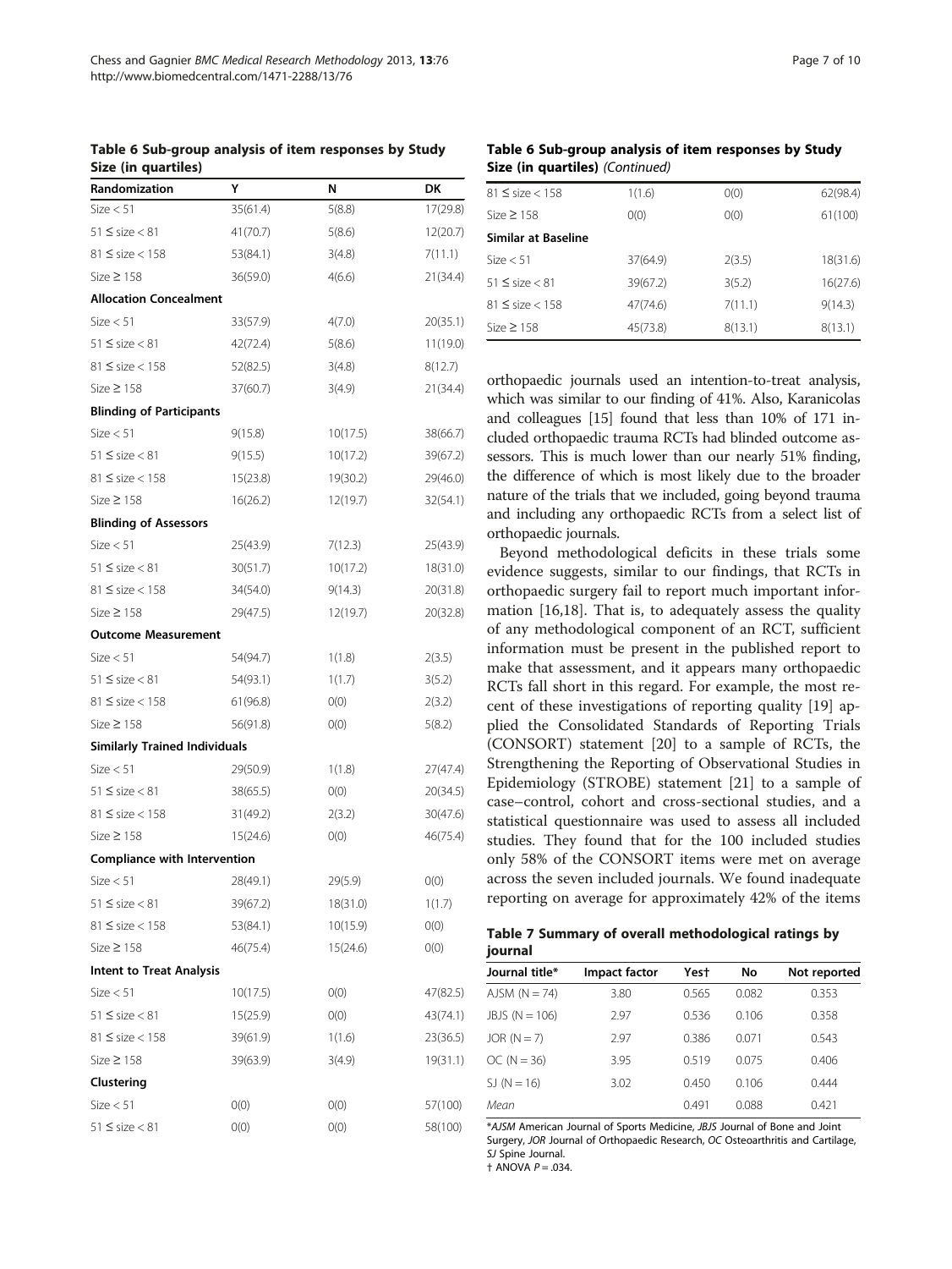**Table 6 Sub-group analysis of item responses by Study Size (in quartiles)**

| Randomization | Y | N | DK |
|---|---|---|---|
| Size < 51 | 35(61.4) | 5(8.8) | 17(29.8) |
| 51 ≤ size < 81 | 41(70.7) | 5(8.6) | 12(20.7) |
| 81 ≤ size < 158 | 53(84.1) | 3(4.8) | 7(11.1) |
| Size ≥ 158 | 36(59.0) | 4(6.6) | 21(34.4) |
| **Allocation Concealment** | | | |
| Size < 51 | 33(57.9) | 4(7.0) | 20(35.1) |
| 51 ≤ size < 81 | 42(72.4) | 5(8.6) | 11(19.0) |
| 81 ≤ size < 158 | 52(82.5) | 3(4.8) | 8(12.7) |
| Size ≥ 158 | 37(60.7) | 3(4.9) | 21(34.4) |
| **Blinding of Participants** | | | |
| Size < 51 | 9(15.8) | 10(17.5) | 38(66.7) |
| 51 ≤ size < 81 | 9(15.5) | 10(17.2) | 39(67.2) |
| 81 ≤ size < 158 | 15(23.8) | 19(30.2) | 29(46.0) |
| Size ≥ 158 | 16(26.2) | 12(19.7) | 32(54.1) |
| **Blinding of Assessors** | | | |
| Size < 51 | 25(43.9) | 7(12.3) | 25(43.9) |
| 51 ≤ size < 81 | 30(51.7) | 10(17.2) | 18(31.0) |
| 81 ≤ size < 158 | 34(54.0) | 9(14.3) | 20(31.8) |
| Size ≥ 158 | 29(47.5) | 12(19.7) | 20(32.8) |
| **Outcome Measurement** | | | |
| Size < 51 | 54(94.7) | 1(1.8) | 2(3.5) |
| 51 ≤ size < 81 | 54(93.1) | 1(1.7) | 3(5.2) |
| 81 ≤ size < 158 | 61(96.8) | 0(0) | 2(3.2) |
| Size ≥ 158 | 56(91.8) | 0(0) | 5(8.2) |
| **Similarly Trained Individuals** | | | |
| Size < 51 | 29(50.9) | 1(1.8) | 27(47.4) |
| 51 ≤ size < 81 | 38(65.5) | 0(0) | 20(34.5) |
| 81 ≤ size < 158 | 31(49.2) | 2(3.2) | 30(47.6) |
| Size ≥ 158 | 15(24.6) | 0(0) | 46(75.4) |
| **Compliance with Intervention** | | | |
| Size < 51 | 28(49.1) | 29(5.9) | 0(0) |
| 51 ≤ size < 81 | 39(67.2) | 18(31.0) | 1(1.7) |
| 81 ≤ size < 158 | 53(84.1) | 10(15.9) | 0(0) |
| Size ≥ 158 | 46(75.4) | 15(24.6) | 0(0) |
| **Intent to Treat Analysis** | | | |
| Size < 51 | 10(17.5) | 0(0) | 47(82.5) |
| 51 ≤ size < 81 | 15(25.9) | 0(0) | 43(74.1) |
| 81 ≤ size < 158 | 39(61.9) | 1(1.6) | 23(36.5) |
| Size ≥ 158 | 39(63.9) | 3(4.9) | 19(31.1) |
| **Clustering** | | | |
| Size < 51 | 0(0) | 0(0) | 57(100) |
| 51 ≤ size < 81 | 0(0) | 0(0) | 58(100) |
| 81 ≤ size < 158 | 1(1.6) | 0(0) | 62(98.4) |
| Size ≥ 158 | 0(0) | 0(0) | 61(100) |
| **Similar at Baseline** | | | |
| Size < 51 | 37(64.9) | 2(3.5) | 18(31.6) |
| 51 ≤ size < 81 | 39(67.2) | 3(5.2) | 16(27.6) |
| 81 ≤ size < 158 | 47(74.6) | 7(11.1) | 9(14.3) |
| Size ≥ 158 | 45(73.8) | 8(13.1) | 8(13.1) |

orthopaedic journals used an intention-to-treat analysis, which was similar to our finding of 41%. Also, Karanicolas and colleagues [15] found that less than 10% of 171 included orthopaedic trauma RCTs had blinded outcome assessors. This is much lower than our nearly 51% finding, the difference of which is most likely due to the broader nature of the trials that we included, going beyond trauma and including any orthopaedic RCTs from a select list of orthopaedic journals.

Beyond methodological deficits in these trials some evidence suggests, similar to our findings, that RCTs in orthopaedic surgery fail to report much important information [16,18]. That is, to adequately assess the quality of any methodological component of an RCT, sufficient information must be present in the published report to make that assessment, and it appears many orthopaedic RCTs fall short in this regard. For example, the most recent of these investigations of reporting quality [19] applied the Consolidated Standards of Reporting Trials (CONSORT) statement [20] to a sample of RCTs, the Strengthening the Reporting of Observational Studies in Epidemiology (STROBE) statement [21] to a sample of case–control, cohort and cross-sectional studies, and a statistical questionnaire was used to assess all included studies. They found that for the 100 included studies only 58% of the CONSORT items were met on average across the seven included journals. We found inadequate reporting on average for approximately 42% of the items

**Table 7 Summary of overall methodological ratings by journal**

| Journal title* | Impact factor | Yes† | No | Not reported |
|---|---|---|---|---|
| AJSM (N = 74) | 3.80 | 0.565 | 0.082 | 0.353 |
| JBJS (N = 106) | 2.97 | 0.536 | 0.106 | 0.358 |
| JOR (N = 7) | 2.97 | 0.386 | 0.071 | 0.543 |
| OC (N = 36) | 3.95 | 0.519 | 0.075 | 0.406 |
| SJ (N = 16) | 3.02 | 0.450 | 0.106 | 0.444 |
| *Mean* | | 0.491 | 0.088 | 0.421 |

*AJSM American Journal of Sports Medicine, JBJS Journal of Bone and Joint Surgery, JOR Journal of Orthopaedic Research, OC Osteoarthritis and Cartilage, SJ Spine Journal.
† ANOVA $P = .034$.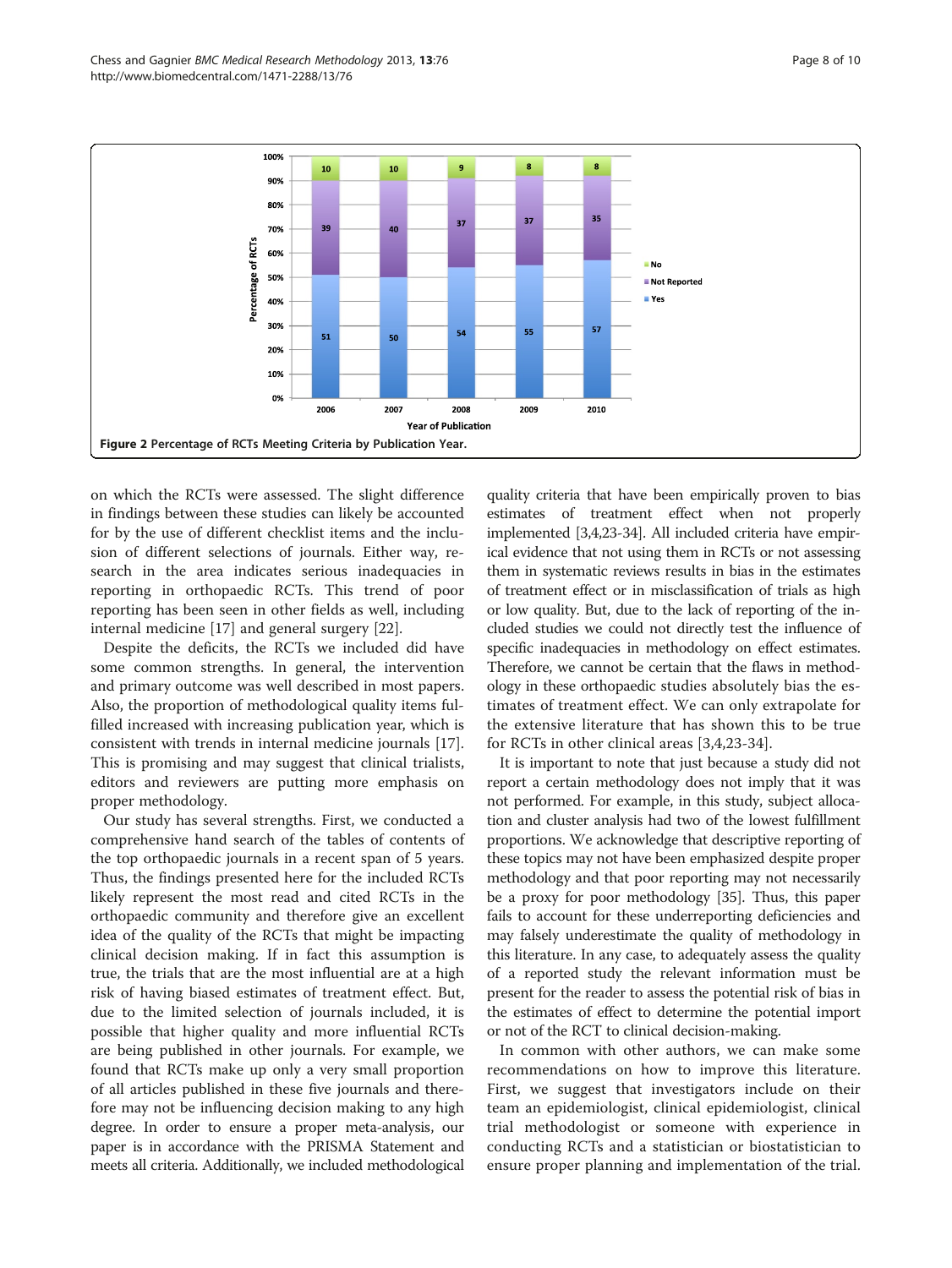100%
90%
80%
70%
60%
50%
40%
30%
20%
10%
0%

Percentage of RCTs

2006: 10, 39, 51
2007: 10, 40, 50
2008: 9, 37, 54
2009: 8, 37, 55
2010: 8, 35, 57

Year of Publication

No
Not Reported
Yes

**Figure 2** Percentage of RCTs Meeting Criteria by Publication Year.

on which the RCTs were assessed. The slight difference in findings between these studies can likely be accounted for by the use of different checklist items and the inclusion of different selections of journals. Either way, research in the area indicates serious inadequacies in reporting in orthopaedic RCTs. This trend of poor reporting has been seen in other fields as well, including internal medicine [17] and general surgery [22].

Despite the deficits, the RCTs we included did have some common strengths. In general, the intervention and primary outcome was well described in most papers. Also, the proportion of methodological quality items fulfilled increased with increasing publication year, which is consistent with trends in internal medicine journals [17]. This is promising and may suggest that clinical trialists, editors and reviewers are putting more emphasis on proper methodology.

Our study has several strengths. First, we conducted a comprehensive hand search of the tables of contents of the top orthopaedic journals in a recent span of 5 years. Thus, the findings presented here for the included RCTs likely represent the most read and cited RCTs in the orthopaedic community and therefore give an excellent idea of the quality of the RCTs that might be impacting clinical decision making. If in fact this assumption is true, the trials that are the most influential are at a high risk of having biased estimates of treatment effect. But, due to the limited selection of journals included, it is possible that higher quality and more influential RCTs are being published in other journals. For example, we found that RCTs make up only a very small proportion of all articles published in these five journals and therefore may not be influencing decision making to any high degree. In order to ensure a proper meta-analysis, our paper is in accordance with the PRISMA Statement and meets all criteria. Additionally, we included methodological quality criteria that have been empirically proven to bias estimates of treatment effect when not properly implemented [3,4,23-34]. All included criteria have empirical evidence that not using them in RCTs or not assessing them in systematic reviews results in bias in the estimates of treatment effect or in misclassification of trials as high or low quality. But, due to the lack of reporting of the included studies we could not directly test the influence of specific inadequacies in methodology on effect estimates. Therefore, we cannot be certain that the flaws in methodology in these orthopaedic studies absolutely bias the estimates of treatment effect. We can only extrapolate for the extensive literature that has shown this to be true for RCTs in other clinical areas [3,4,23-34].

It is important to note that just because a study did not report a certain methodology does not imply that it was not performed. For example, in this study, subject allocation and cluster analysis had two of the lowest fulfillment proportions. We acknowledge that descriptive reporting of these topics may not have been emphasized despite proper methodology and that poor reporting may not necessarily be a proxy for poor methodology [35]. Thus, this paper fails to account for these underreporting deficiencies and may falsely underestimate the quality of methodology in this literature. In any case, to adequately assess the quality of a reported study the relevant information must be present for the reader to assess the potential risk of bias in the estimates of effect to determine the potential import or not of the RCT to clinical decision-making.

In common with other authors, we can make some recommendations on how to improve this literature. First, we suggest that investigators include on their team an epidemiologist, clinical epidemiologist, clinical trial methodologist or someone with experience in conducting RCTs and a statistician or biostatistician to ensure proper planning and implementation of the trial.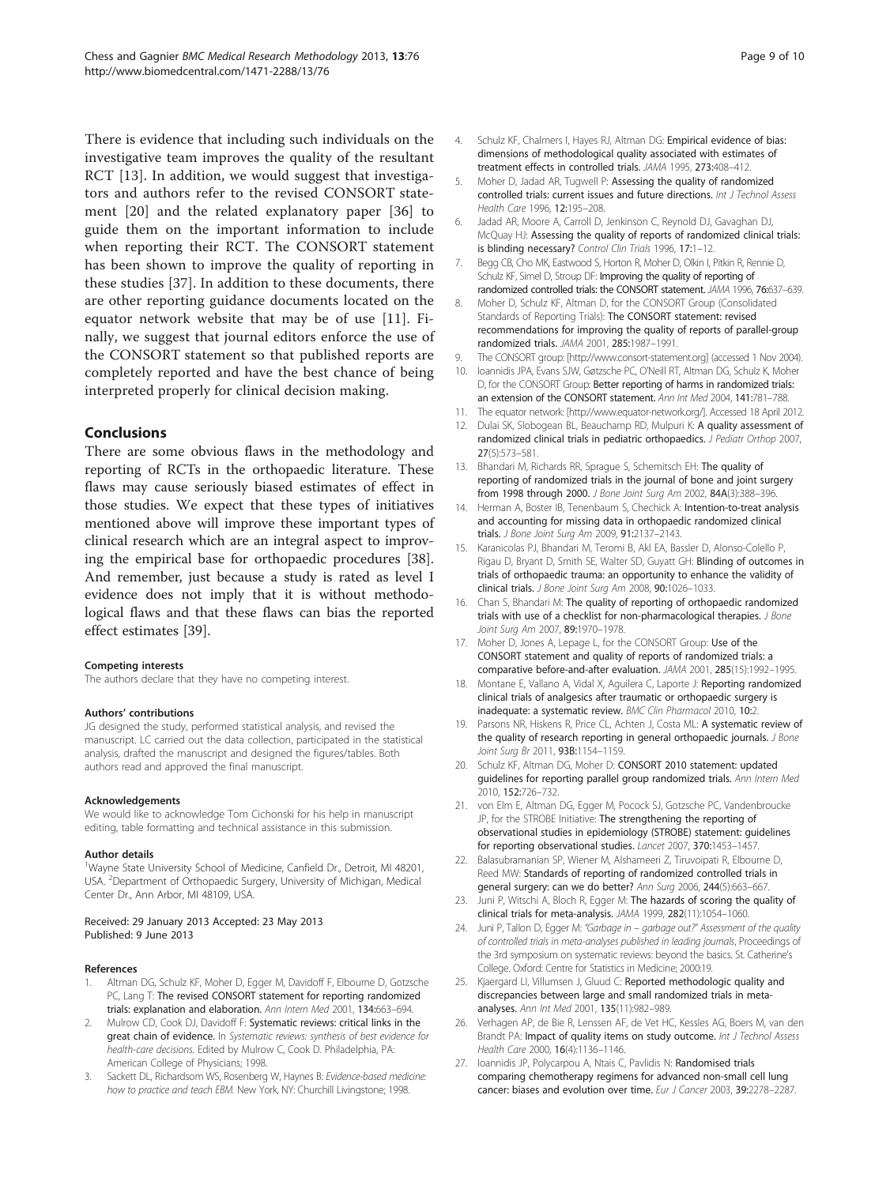There is evidence that including such individuals on the investigative team improves the quality of the resultant RCT [13]. In addition, we would suggest that investigators and authors refer to the revised CONSORT statement [20] and the related explanatory paper [36] to guide them on the important information to include when reporting their RCT. The CONSORT statement has been shown to improve the quality of reporting in these studies [37]. In addition to these documents, there are other reporting guidance documents located on the equator network website that may be of use [11]. Finally, we suggest that journal editors enforce the use of the CONSORT statement so that published reports are completely reported and have the best chance of being interpreted properly for clinical decision making.

## Conclusions

There are some obvious flaws in the methodology and reporting of RCTs in the orthopaedic literature. These flaws may cause seriously biased estimates of effect in those studies. We expect that these types of initiatives mentioned above will improve these important types of clinical research which are an integral aspect to improving the empirical base for orthopaedic procedures [38]. And remember, just because a study is rated as level I evidence does not imply that it is without methodological flaws and that these flaws can bias the reported effect estimates [39].

#### Competing interests

The authors declare that they have no competing interest.

#### Authors' contributions

JG designed the study, performed statistical analysis, and revised the manuscript. LC carried out the data collection, participated in the statistical analysis, drafted the manuscript and designed the figures/tables. Both authors read and approved the final manuscript.

#### Acknowledgements

We would like to acknowledge Tom Cichonski for his help in manuscript editing, table formatting and technical assistance in this submission.

#### Author details

[1]Wayne State University School of Medicine, Canfield Dr., Detroit, MI 48201, USA. [2]Department of Orthopaedic Surgery, University of Michigan, Medical Center Dr., Ann Arbor, MI 48109, USA.

Received: 29 January 2013 Accepted: 23 May 2013
Published: 9 June 2013

#### References

1. Altman DG, Schulz KF, Moher D, Egger M, Davidoff F, Elbourne D, Gotzsche PC, Lang T: **The revised CONSORT statement for reporting randomized trials: explanation and elaboration.** *Ann Intern Med* 2001, **134:**663–694.
2. Mulrow CD, Cook DJ, Davidoff F: **Systematic reviews: critical links in the great chain of evidence.** In *Systematic reviews: synthesis of best evidence for health-care decisions.* Edited by Mulrow C, Cook D. Philadelphia, PA: American College of Physicians; 1998.
3. Sackett DL, Richardsom WS, Rosenberg W, Haynes B: *Evidence-based medicine: how to practice and teach EBM.* New York, NY: Churchill Livingstone; 1998.
4. Schulz KF, Chalmers I, Hayes RJ, Altman DG: **Empirical evidence of bias: dimensions of methodological quality associated with estimates of treatment effects in controlled trials.** *JAMA* 1995, **273:**408–412.
5. Moher D, Jadad AR, Tugwell P: **Assessing the quality of randomized controlled trials: current issues and future directions.** *Int J Technol Assess Health Care* 1996, **12:**195–208.
6. Jadad AR, Moore A, Carroll D, Jenkinson C, Reynold DJ, Gavaghan DJ, McQuay HJ: **Assessing the quality of reports of randomized clinical trials: is blinding necessary?** *Control Clin Trials* 1996, **17:**1–12.
7. Begg CB, Cho MK, Eastwood S, Horton R, Moher D, Olkin I, Pitkin R, Rennie D, Schulz KF, Simel D, Stroup DF: **Improving the quality of reporting of randomized controlled trials: the CONSORT statement.** *JAMA* 1996, **76:**637–639.
8. Moher D, Schulz KF, Altman D, for the CONSORT Group (Consolidated Standards of Reporting Trials): **The CONSORT statement: revised recommendations for improving the quality of reports of parallel-group randomized trials.** *JAMA* 2001, **285:**1987–1991.
9. The CONSORT group: [http://www.consort-statement.org] (accessed 1 Nov 2004).
10. Ioannidis JPA, Evans SJW, Gøtzsche PC, O'Neill RT, Altman DG, Schulz K, Moher D, for the CONSORT Group: **Better reporting of harms in randomized trials: an extension of the CONSORT statement.** *Ann Int Med* 2004, **141:**781–788.
11. The equator network: [http://www.equator-network.org/]. Accessed 18 April 2012.
12. Dulai SK, Slobogean BL, Beauchamp RD, Mulpuri K: **A quality assessment of randomized clinical trials in pediatric orthopaedics.** *J Pediatr Orthop* 2007, **27**(5):573–581.
13. Bhandari M, Richards RR, Sprague S, Schemitsch EH: **The quality of reporting of randomized trials in the journal of bone and joint surgery from 1998 through 2000.** *J Bone Joint Surg Am* 2002, **84A**(3):388–396.
14. Herman A, Boster IB, Tenenbaum S, Chechick A: **Intention-to-treat analysis and accounting for missing data in orthopaedic randomized clinical trials.** *J Bone Joint Surg Am* 2009, **91:**2137–2143.
15. Karanicolas PJ, Bhandari M, Teromi B, Akl EA, Bassler D, Alonso-Colello P, Rigau D, Bryant D, Smith SE, Walter SD, Guyatt GH: **Blinding of outcomes in trials of orthopaedic trauma: an opportunity to enhance the validity of clinical trials.** *J Bone Joint Surg Am* 2008, **90:**1026–1033.
16. Chan S, Bhandari M: **The quality of reporting of orthopaedic randomized trials with use of a checklist for non-pharmacological therapies.** *J Bone Joint Surg Am* 2007, **89:**1970–1978.
17. Moher D, Jones A, Lepage L, for the CONSORT Group: **Use of the CONSORT statement and quality of reports of randomized trials: a comparative before-and-after evaluation.** *JAMA* 2001, **285**(15):1992–1995.
18. Montane E, Vallano A, Vidal X, Aguilera C, Laporte J: **Reporting randomized clinical trials of analgesics after traumatic or orthopaedic surgery is inadequate: a systematic review.** *BMC Clin Pharmacol* 2010, **10:**2.
19. Parsons NR, Hiskens R, Price CL, Achten J, Costa ML: **A systematic review of the quality of research reporting in general orthopaedic journals.** *J Bone Joint Surg Br* 2011, **93B:**1154–1159.
20. Schulz KF, Altman DG, Moher D: **CONSORT 2010 statement: updated guidelines for reporting parallel group randomized trials.** *Ann Intern Med* 2010, **152:**726–732.
21. von Elm E, Altman DG, Egger M, Pocock SJ, Gotzsche PC, Vandenbroucke JP, for the STROBE Initiative: **The strengthening the reporting of observational studies in epidemiology (STROBE) statement: guidelines for reporting observational studies.** *Lancet* 2007, **370:**1453–1457.
22. Balasubramanian SP, Wiener M, Alshameeri Z, Tiruvoipati R, Elbourne D, Reed MW: **Standards of reporting of randomized controlled trials in general surgery: can we do better?** *Ann Surg* 2006, **244**(5):663–667.
23. Juni P, Witschi A, Bloch R, Egger M: **The hazards of scoring the quality of clinical trials for meta-analysis.** *JAMA* 1999, **282**(11):1054–1060.
24. Juni P, Tallon D, Egger M: *"Garbage in – garbage out?" Assessment of the quality of controlled trials in meta-analyses published in leading journals*, Proceedings of the 3rd symposium on systematic reviews: beyond the basics. St. Catherine's College. Oxford: Centre for Statistics in Medicine; 2000:19.
25. Kjaergard LI, Villumsen J, Gluud C: **Reported methodologic quality and discrepancies between large and small randomized trials in meta-analyses.** *Ann Int Med* 2001, **135**(11):982–989.
26. Verhagen AP, de Bie R, Lenssen AF, de Vet HC, Kessles AG, Boers M, van den Brandt PA: **Impact of quality items on study outcome.** *Int J Technol Assess Health Care* 2000, **16**(4):1136–1146.
27. Ioannidis JP, Polycarpou A, Ntais C, Pavlidis N: **Randomised trials comparing chemotherapy regimens for advanced non-small cell lung cancer: biases and evolution over time.** *Eur J Cancer* 2003, **39:**2278–2287.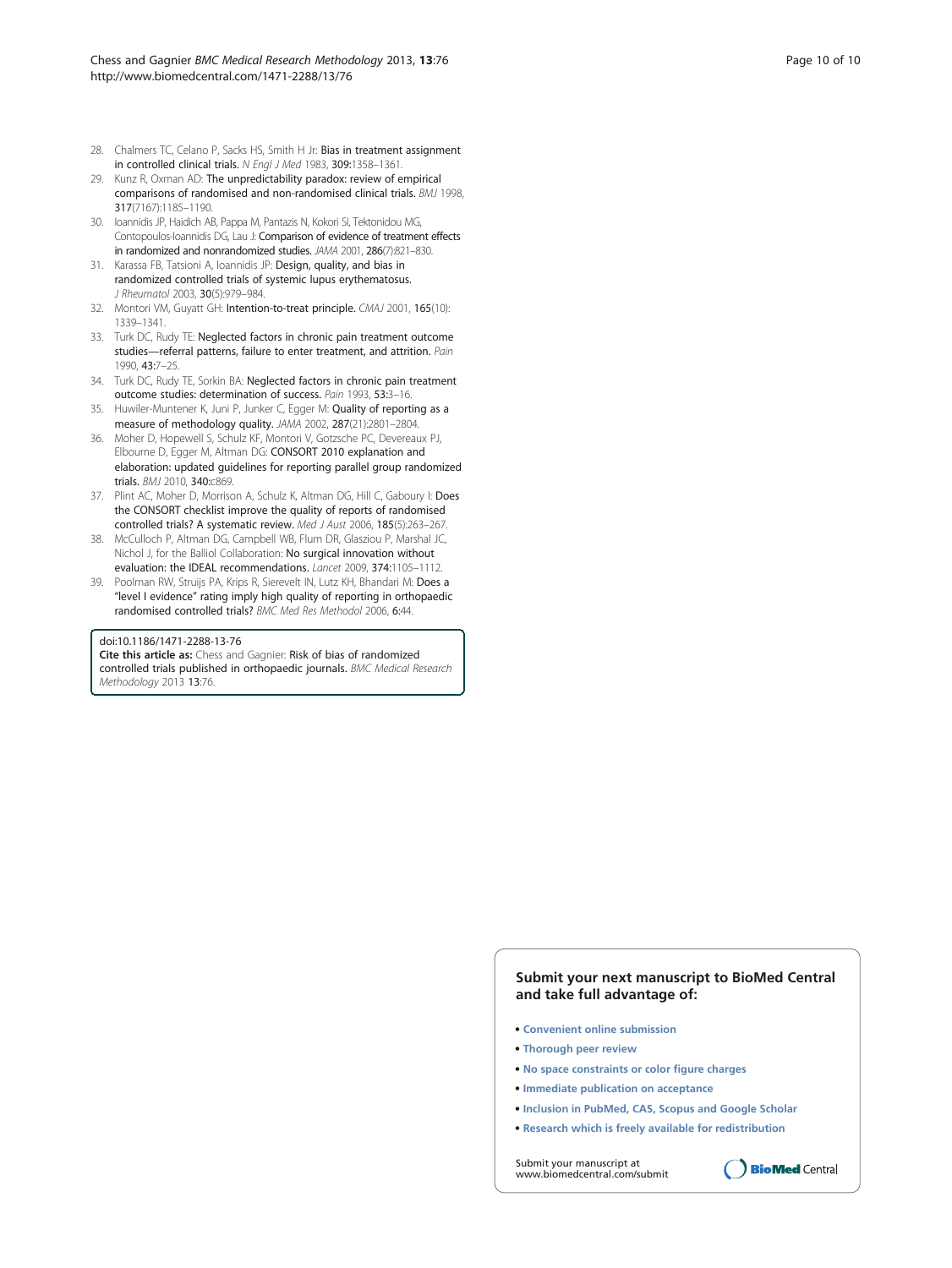28. Chalmers TC, Celano P, Sacks HS, Smith H Jr: **Bias in treatment assignment in controlled clinical trials.** *N Engl J Med* 1983, **309:**1358–1361.
29. Kunz R, Oxman AD: **The unpredictability paradox: review of empirical comparisons of randomised and non-randomised clinical trials.** *BMJ* 1998, **317**(7167):1185–1190.
30. Ioannidis JP, Haidich AB, Pappa M, Pantazis N, Kokori SI, Tektonidou MG, Contopoulos-Ioannidis DG, Lau J: **Comparison of evidence of treatment effects in randomized and nonrandomized studies.** *JAMA* 2001, **286**(7):821–830.
31. Karassa FB, Tatsioni A, Ioannidis JP: **Design, quality, and bias in randomized controlled trials of systemic lupus erythematosus.** *J Rheumatol* 2003, **30**(5):979–984.
32. Montori VM, Guyatt GH: **Intention-to-treat principle.** *CMAJ* 2001, **165**(10): 1339–1341.
33. Turk DC, Rudy TE: **Neglected factors in chronic pain treatment outcome studies—referral patterns, failure to enter treatment, and attrition.** *Pain* 1990, **43:**7–25.
34. Turk DC, Rudy TE, Sorkin BA: **Neglected factors in chronic pain treatment outcome studies: determination of success.** *Pain* 1993, **53:**3–16.
35. Huwiler-Muntener K, Juni P, Junker C, Egger M: **Quality of reporting as a measure of methodology quality.** *JAMA* 2002, **287**(21):2801–2804.
36. Moher D, Hopewell S, Schulz KF, Montori V, Gotzsche PC, Devereaux PJ, Elbourne D, Egger M, Altman DG: **CONSORT 2010 explanation and elaboration: updated guidelines for reporting parallel group randomized trials.** *BMJ* 2010, **340:**c869.
37. Plint AC, Moher D, Morrison A, Schulz K, Altman DG, Hill C, Gaboury I: **Does the CONSORT checklist improve the quality of reports of randomised controlled trials? A systematic review.** *Med J Aust* 2006, **185**(5):263–267.
38. McCulloch P, Altman DG, Campbell WB, Flum DR, Glasziou P, Marshal JC, Nichol J, for the Balliol Collaboration: **No surgical innovation without evaluation: the IDEAL recommendations.** *Lancet* 2009, **374:**1105–1112.
39. Poolman RW, Struijs PA, Krips R, Sierevelt IN, Lutz KH, Bhandari M: **Does a "level I evidence" rating imply high quality of reporting in orthopaedic randomised controlled trials?** *BMC Med Res Methodol* 2006, **6:**44.

doi:10.1186/1471-2288-13-76

**Cite this article as:** Chess and Gagnier: Risk of bias of randomized controlled trials published in orthopaedic journals. *BMC Medical Research Methodology* 2013 **13**:76.

**Submit your next manuscript to BioMed Central and take full advantage of:**

- **Convenient online submission**
- **Thorough peer review**
- **No space constraints or color figure charges**
- **Immediate publication on acceptance**
- **Inclusion in PubMed, CAS, Scopus and Google Scholar**
- **Research which is freely available for redistribution**

Submit your manuscript at www.biomedcentral.com/submit

BioMed Central